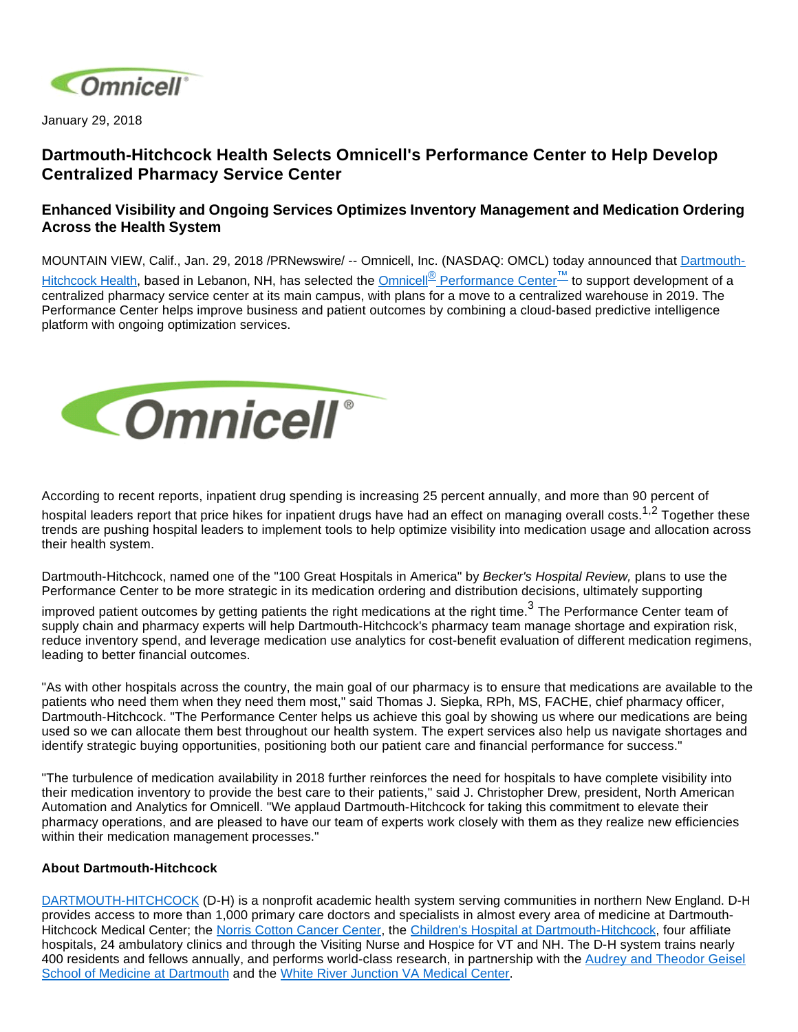January 29, 2018

# Dartmouth-Hitchcock Health Selects Omnicell's Performance Center to Help Develop Centralized Pharmacy Service Center

## Enhanced Visibility and Ongoing Services Optimizes Inventory Management and Medication Ordering Across the Health System

MOUNTAIN VIEW, Calif., Jan. 29, 2018 /PRNewswire/ -- Omnicell, Inc. (NASDAQ: OMCL) today announced that Dartmouth-Hitchcock Health, based in Lebanon, NH, has selected the Omnicell® Performance Center™ to support development of a centralized pharmacy service center at its main campus, with plans for a move to a centralized warehouse in 2019. The Performance Center helps improve business and patient outcomes by combining a cloud-based predictive intelligence platform with ongoing optimization services.

According to recent reports, inpatient drug spending is increasing 25 percent annually, and more than 90 percent of hospital leaders report that price hikes for inpatient drugs have had an effect on managing overall costs.[1,2] Together these trends are pushing hospital leaders to implement tools to help optimize visibility into medication usage and allocation across their health system.

Dartmouth-Hitchcock, named one of the "100 Great Hospitals in America" by *Becker's Hospital Review,* plans to use the Performance Center to be more strategic in its medication ordering and distribution decisions, ultimately supporting improved patient outcomes by getting patients the right medications at the right time.[3] The Performance Center team of supply chain and pharmacy experts will help Dartmouth-Hitchcock's pharmacy team manage shortage and expiration risk, reduce inventory spend, and leverage medication use analytics for cost-benefit evaluation of different medication regimens, leading to better financial outcomes.

"As with other hospitals across the country, the main goal of our pharmacy is to ensure that medications are available to the patients who need them when they need them most," said Thomas J. Siepka, RPh, MS, FACHE, chief pharmacy officer, Dartmouth-Hitchcock. "The Performance Center helps us achieve this goal by showing us where our medications are being used so we can allocate them best throughout our health system. The expert services also help us navigate shortages and identify strategic buying opportunities, positioning both our patient care and financial performance for success."

"The turbulence of medication availability in 2018 further reinforces the need for hospitals to have complete visibility into their medication inventory to provide the best care to their patients," said J. Christopher Drew, president, North American Automation and Analytics for Omnicell. "We applaud Dartmouth-Hitchcock for taking this commitment to elevate their pharmacy operations, and are pleased to have our team of experts work closely with them as they realize new efficiencies within their medication management processes."

**About Dartmouth-Hitchcock**

DARTMOUTH-HITCHCOCK (D-H) is a nonprofit academic health system serving communities in northern New England. D-H provides access to more than 1,000 primary care doctors and specialists in almost every area of medicine at Dartmouth-Hitchcock Medical Center; the Norris Cotton Cancer Center, the Children's Hospital at Dartmouth-Hitchcock, four affiliate hospitals, 24 ambulatory clinics and through the Visiting Nurse and Hospice for VT and NH. The D-H system trains nearly 400 residents and fellows annually, and performs world-class research, in partnership with the Audrey and Theodor Geisel School of Medicine at Dartmouth and the White River Junction VA Medical Center.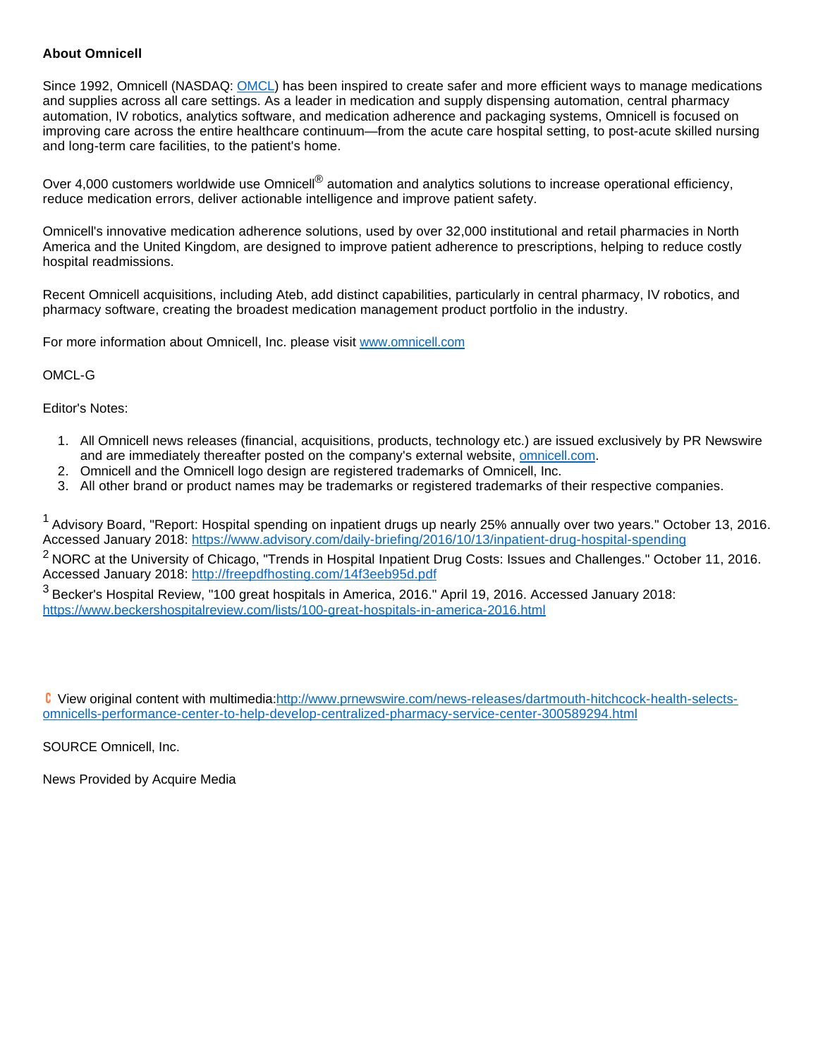**About Omnicell**

Since 1992, Omnicell (NASDAQ: [OMCL](#)) has been inspired to create safer and more efficient ways to manage medications and supplies across all care settings. As a leader in medication and supply dispensing automation, central pharmacy automation, IV robotics, analytics software, and medication adherence and packaging systems, Omnicell is focused on improving care across the entire healthcare continuum—from the acute care hospital setting, to post-acute skilled nursing and long-term care facilities, to the patient's home.

Over 4,000 customers worldwide use Omnicell® automation and analytics solutions to increase operational efficiency, reduce medication errors, deliver actionable intelligence and improve patient safety.

Omnicell's innovative medication adherence solutions, used by over 32,000 institutional and retail pharmacies in North America and the United Kingdom, are designed to improve patient adherence to prescriptions, helping to reduce costly hospital readmissions.

Recent Omnicell acquisitions, including Ateb, add distinct capabilities, particularly in central pharmacy, IV robotics, and pharmacy software, creating the broadest medication management product portfolio in the industry.

For more information about Omnicell, Inc. please visit www.omnicell.com

OMCL-G

Editor's Notes:

1. All Omnicell news releases (financial, acquisitions, products, technology etc.) are issued exclusively by PR Newswire and are immediately thereafter posted on the company's external website, omnicell.com.
2. Omnicell and the Omnicell logo design are registered trademarks of Omnicell, Inc.
3. All other brand or product names may be trademarks or registered trademarks of their respective companies.

[1] Advisory Board, "Report: Hospital spending on inpatient drugs up nearly 25% annually over two years." October 13, 2016. Accessed January 2018: https://www.advisory.com/daily-briefing/2016/10/13/inpatient-drug-hospital-spending

[2] NORC at the University of Chicago, "Trends in Hospital Inpatient Drug Costs: Issues and Challenges." October 11, 2016. Accessed January 2018: http://freepdfhosting.com/14f3eeb95d.pdf

[3] Becker's Hospital Review, "100 great hospitals in America, 2016." April 19, 2016. Accessed January 2018: https://www.beckershospitalreview.com/lists/100-great-hospitals-in-america-2016.html

View original content with multimedia:http://www.prnewswire.com/news-releases/dartmouth-hitchcock-health-selects-omnicells-performance-center-to-help-develop-centralized-pharmacy-service-center-300589294.html

SOURCE Omnicell, Inc.

News Provided by Acquire Media